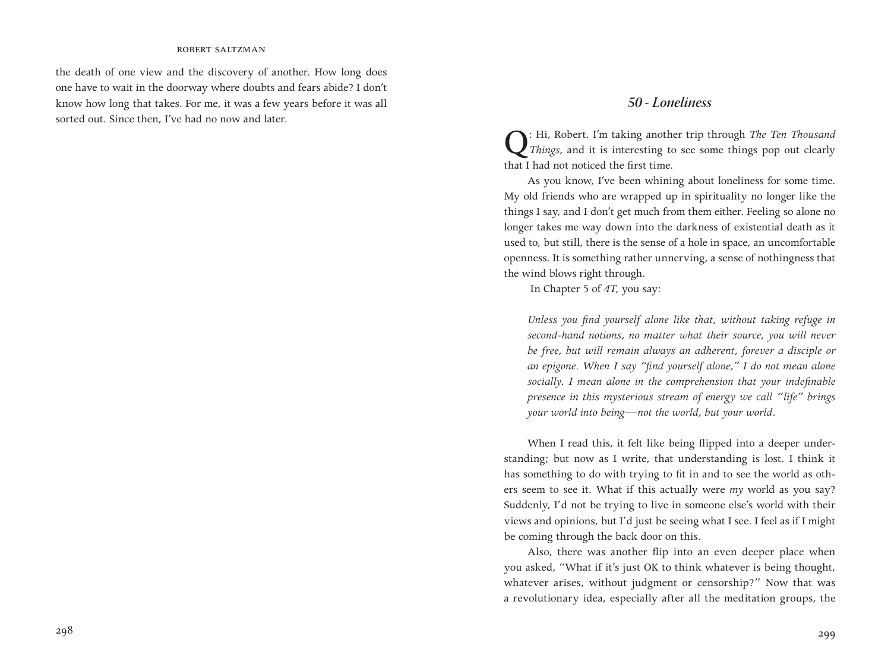the death of one view and the discovery of another. How long does one have to wait in the doorway where doubts and fears abide? I don't know how long that takes. For me, it was a few years before it was all sorted out. Since then, I've had no now and later.

## *50 - Loneliness*

Q: Hi, Robert. I'm taking another trip through *The Ten Thousand Things*, and it is interesting to see some things pop out clearly that I had not noticed the first time.

As you know, I've been whining about loneliness for some time. My old friends who are wrapped up in spirituality no longer like the things I say, and I don't get much from them either. Feeling so alone no longer takes me way down into the darkness of existential death as it used to, but still, there is the sense of a hole in space, an uncomfortable openness. It is something rather unnerving, a sense of nothingness that the wind blows right through.

In Chapter 5 of *4T*, you say:

> *Unless you find yourself alone like that, without taking refuge in second-hand notions, no matter what their source, you will never be free, but will remain always an adherent, forever a disciple or an epigone. When I say "find yourself alone," I do not mean alone socially. I mean alone in the comprehension that your indefinable presence in this mysterious stream of energy we call "life" brings your world into being—not the world, but your world.*

When I read this, it felt like being flipped into a deeper understanding; but now as I write, that understanding is lost. I think it has something to do with trying to fit in and to see the world as others seem to see it. What if this actually were *my* world as you say? Suddenly, I'd not be trying to live in someone else's world with their views and opinions, but I'd just be seeing what I see. I feel as if I might be coming through the back door on this.

Also, there was another flip into an even deeper place when you asked, "What if it's just OK to think whatever is being thought, whatever arises, without judgment or censorship?" Now that was a revolutionary idea, especially after all the meditation groups, the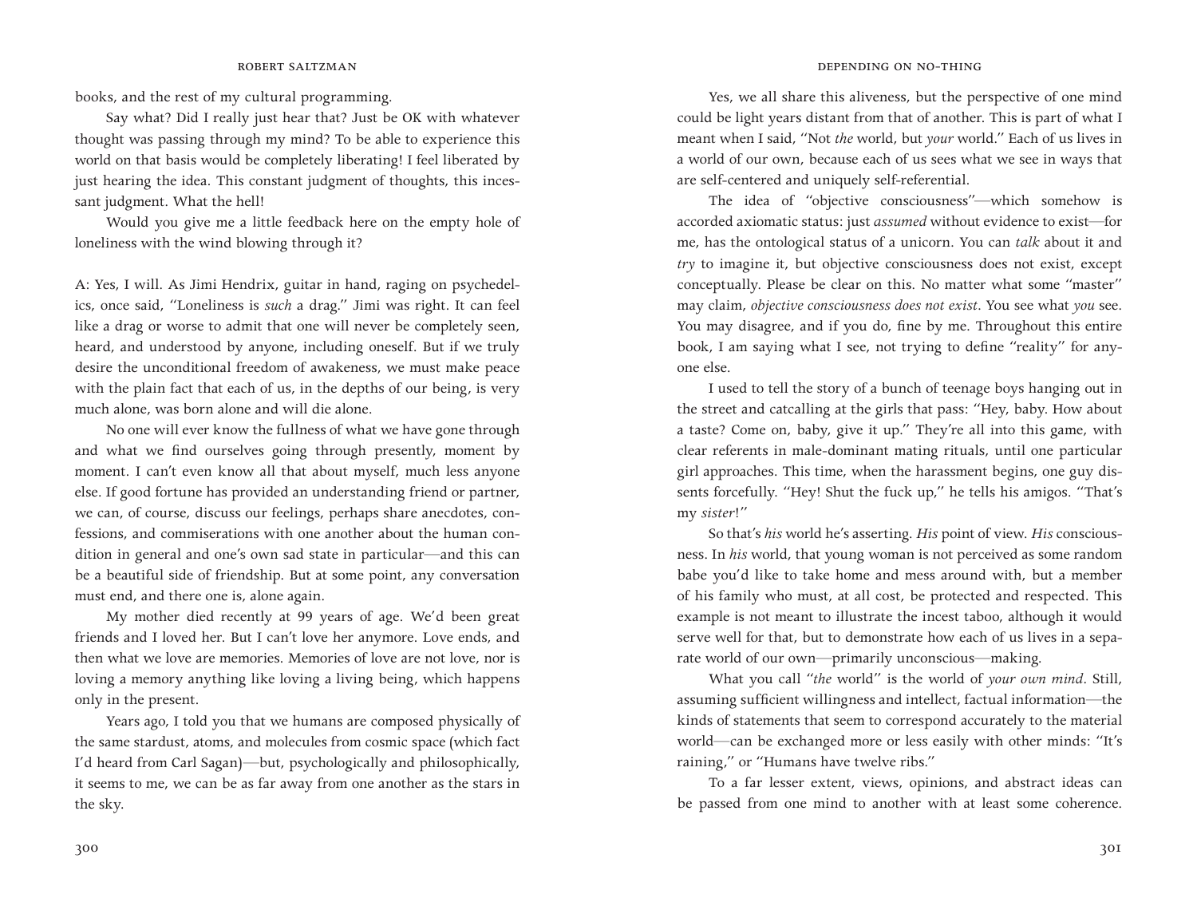books, and the rest of my cultural programming.

Say what? Did I really just hear that? Just be OK with whatever thought was passing through my mind? To be able to experience this world on that basis would be completely liberating! I feel liberated by just hearing the idea. This constant judgment of thoughts, this incessant judgment. What the hell!

Would you give me a little feedback here on the empty hole of loneliness with the wind blowing through it?

A: Yes, I will. As Jimi Hendrix, guitar in hand, raging on psychedelics, once said, "Loneliness is *such* a drag." Jimi was right. It can feel like a drag or worse to admit that one will never be completely seen, heard, and understood by anyone, including oneself. But if we truly desire the unconditional freedom of awakeness, we must make peace with the plain fact that each of us, in the depths of our being, is very much alone, was born alone and will die alone.

No one will ever know the fullness of what we have gone through and what we find ourselves going through presently, moment by moment. I can't even know all that about myself, much less anyone else. If good fortune has provided an understanding friend or partner, we can, of course, discuss our feelings, perhaps share anecdotes, confessions, and commiserations with one another about the human condition in general and one's own sad state in particular—and this can be a beautiful side of friendship. But at some point, any conversation must end, and there one is, alone again.

My mother died recently at 99 years of age. We'd been great friends and I loved her. But I can't love her anymore. Love ends, and then what we love are memories. Memories of love are not love, nor is loving a memory anything like loving a living being, which happens only in the present.

Years ago, I told you that we humans are composed physically of the same stardust, atoms, and molecules from cosmic space (which fact I'd heard from Carl Sagan)—but, psychologically and philosophically, it seems to me, we can be as far away from one another as the stars in the sky.

Yes, we all share this aliveness, but the perspective of one mind could be light years distant from that of another. This is part of what I meant when I said, "Not *the* world, but *your* world." Each of us lives in a world of our own, because each of us sees what we see in ways that are self-centered and uniquely self-referential.

The idea of "objective consciousness"—which somehow is accorded axiomatic status: just *assumed* without evidence to exist—for me, has the ontological status of a unicorn. You can *talk* about it and *try* to imagine it, but objective consciousness does not exist, except conceptually. Please be clear on this. No matter what some "master" may claim, *objective consciousness does not exist*. You see what *you* see. You may disagree, and if you do, fine by me. Throughout this entire book, I am saying what I see, not trying to define "reality" for anyone else.

I used to tell the story of a bunch of teenage boys hanging out in the street and catcalling at the girls that pass: "Hey, baby. How about a taste? Come on, baby, give it up." They're all into this game, with clear referents in male-dominant mating rituals, until one particular girl approaches. This time, when the harassment begins, one guy dissents forcefully. "Hey! Shut the fuck up," he tells his amigos. "That's my *sister*!"

So that's *his* world he's asserting. *His* point of view. *His* consciousness. In *his* world, that young woman is not perceived as some random babe you'd like to take home and mess around with, but a member of his family who must, at all cost, be protected and respected. This example is not meant to illustrate the incest taboo, although it would serve well for that, but to demonstrate how each of us lives in a separate world of our own—primarily unconscious—making.

What you call "*the* world" is the world of *your own mind*. Still, assuming sufficient willingness and intellect, factual information—the kinds of statements that seem to correspond accurately to the material world—can be exchanged more or less easily with other minds: "It's raining," or "Humans have twelve ribs."

To a far lesser extent, views, opinions, and abstract ideas can be passed from one mind to another with at least some coherence.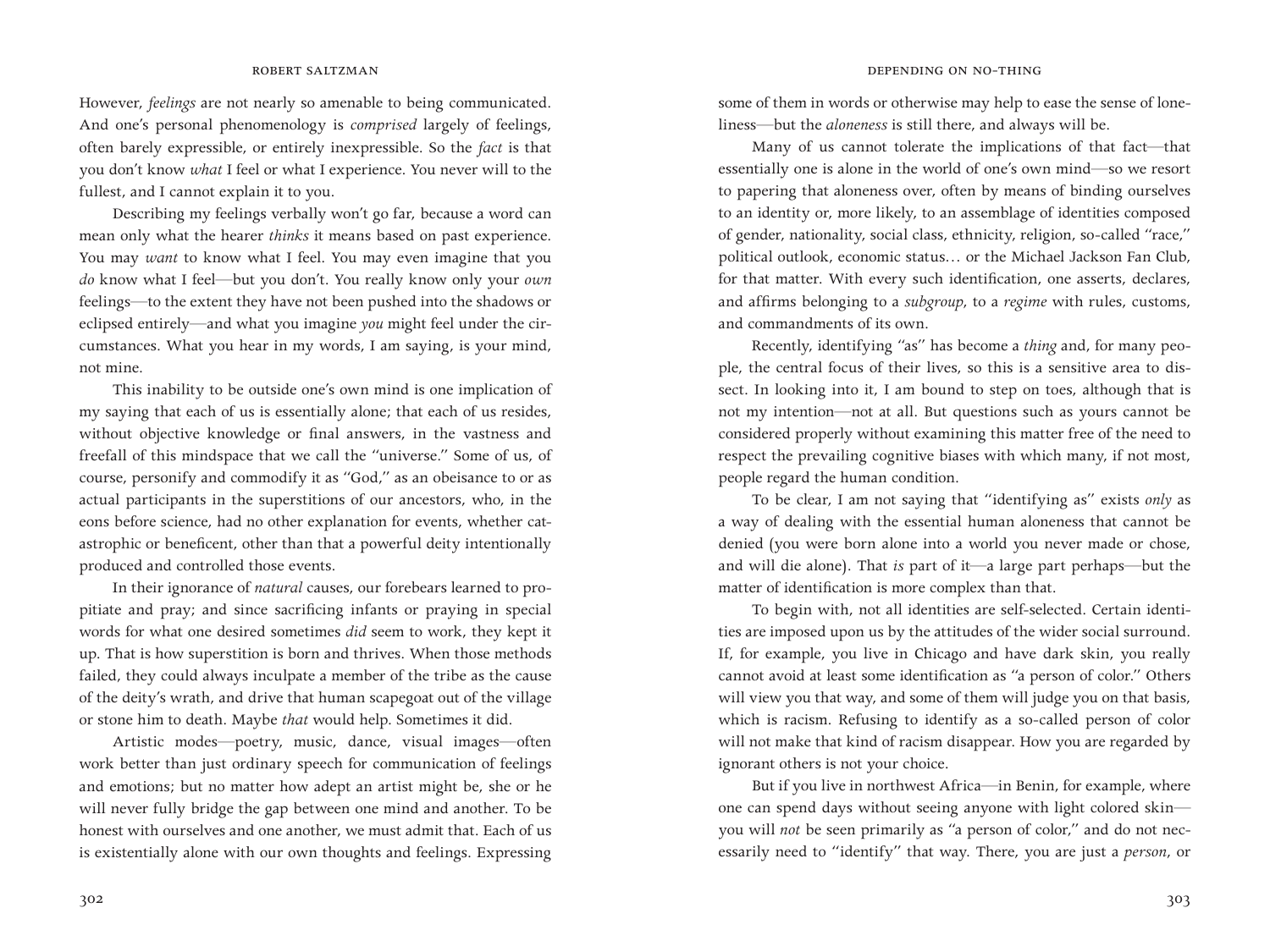However, *feelings* are not nearly so amenable to being communicated. And one's personal phenomenology is *comprised* largely of feelings, often barely expressible, or entirely inexpressible. So the *fact* is that you don't know *what* I feel or what I experience. You never will to the fullest, and I cannot explain it to you.

Describing my feelings verbally won't go far, because a word can mean only what the hearer *thinks* it means based on past experience. You may *want* to know what I feel. You may even imagine that you *do* know what I feel—but you don't. You really know only your *own* feelings—to the extent they have not been pushed into the shadows or eclipsed entirely—and what you imagine *you* might feel under the circumstances. What you hear in my words, I am saying, is your mind, not mine.

This inability to be outside one's own mind is one implication of my saying that each of us is essentially alone; that each of us resides, without objective knowledge or final answers, in the vastness and freefall of this mindspace that we call the "universe." Some of us, of course, personify and commodify it as "God," as an obeisance to or as actual participants in the superstitions of our ancestors, who, in the eons before science, had no other explanation for events, whether catastrophic or beneficent, other than that a powerful deity intentionally produced and controlled those events.

In their ignorance of *natural* causes, our forebears learned to propitiate and pray; and since sacrificing infants or praying in special words for what one desired sometimes *did* seem to work, they kept it up. That is how superstition is born and thrives. When those methods failed, they could always inculpate a member of the tribe as the cause of the deity's wrath, and drive that human scapegoat out of the village or stone him to death. Maybe *that* would help. Sometimes it did.

Artistic modes—poetry, music, dance, visual images—often work better than just ordinary speech for communication of feelings and emotions; but no matter how adept an artist might be, she or he will never fully bridge the gap between one mind and another. To be honest with ourselves and one another, we must admit that. Each of us is existentially alone with our own thoughts and feelings. Expressing some of them in words or otherwise may help to ease the sense of loneliness—but the *aloneness* is still there, and always will be.

Many of us cannot tolerate the implications of that fact—that essentially one is alone in the world of one's own mind—so we resort to papering that aloneness over, often by means of binding ourselves to an identity or, more likely, to an assemblage of identities composed of gender, nationality, social class, ethnicity, religion, so-called "race," political outlook, economic status… or the Michael Jackson Fan Club, for that matter. With every such identification, one asserts, declares, and affirms belonging to a *subgroup*, to a *regime* with rules, customs, and commandments of its own.

Recently, identifying "as" has become a *thing* and, for many people, the central focus of their lives, so this is a sensitive area to dissect. In looking into it, I am bound to step on toes, although that is not my intention—not at all. But questions such as yours cannot be considered properly without examining this matter free of the need to respect the prevailing cognitive biases with which many, if not most, people regard the human condition.

To be clear, I am not saying that "identifying as" exists *only* as a way of dealing with the essential human aloneness that cannot be denied (you were born alone into a world you never made or chose, and will die alone). That *is* part of it—a large part perhaps—but the matter of identification is more complex than that.

To begin with, not all identities are self-selected. Certain identities are imposed upon us by the attitudes of the wider social surround. If, for example, you live in Chicago and have dark skin, you really cannot avoid at least some identification as "a person of color." Others will view you that way, and some of them will judge you on that basis, which is racism. Refusing to identify as a so-called person of color will not make that kind of racism disappear. How you are regarded by ignorant others is not your choice.

But if you live in northwest Africa—in Benin, for example, where one can spend days without seeing anyone with light colored skin—you will *not* be seen primarily as "a person of color," and do not necessarily need to "identify" that way. There, you are just a *person*, or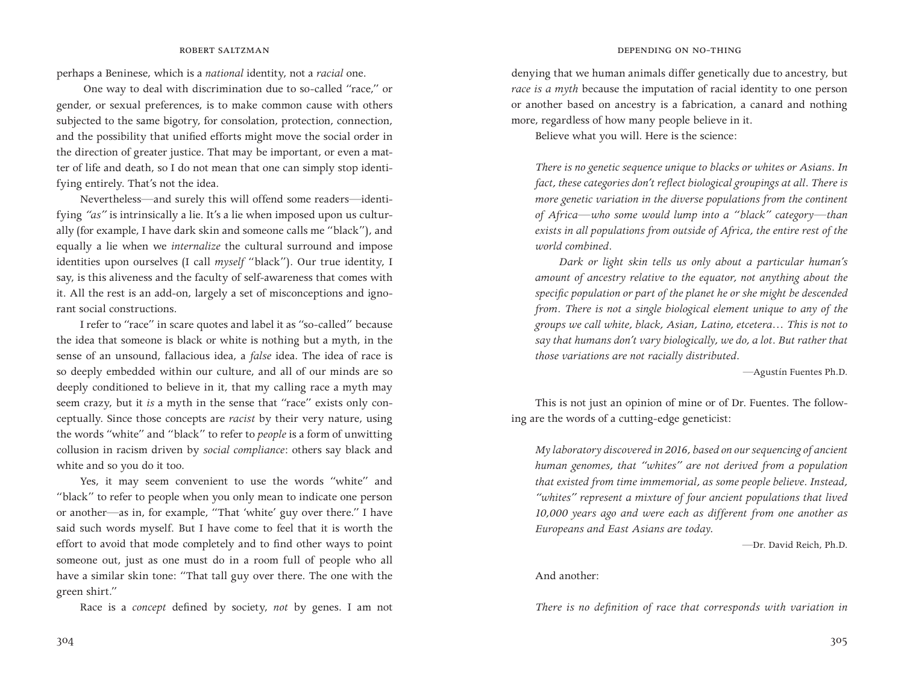perhaps a Beninese, which is a *national* identity, not a *racial* one.

One way to deal with discrimination due to so-called "race," or gender, or sexual preferences, is to make common cause with others subjected to the same bigotry, for consolation, protection, connection, and the possibility that unified efforts might move the social order in the direction of greater justice. That may be important, or even a matter of life and death, so I do not mean that one can simply stop identifying entirely. That's not the idea.

Nevertheless—and surely this will offend some readers—identifying *"as"* is intrinsically a lie. It's a lie when imposed upon us culturally (for example, I have dark skin and someone calls me "black"), and equally a lie when we *internalize* the cultural surround and impose identities upon ourselves (I call *myself* "black"). Our true identity, I say, is this aliveness and the faculty of self-awareness that comes with it. All the rest is an add-on, largely a set of misconceptions and ignorant social constructions.

I refer to "race" in scare quotes and label it as "so-called" because the idea that someone is black or white is nothing but a myth, in the sense of an unsound, fallacious idea, a *false* idea. The idea of race is so deeply embedded within our culture, and all of our minds are so deeply conditioned to believe in it, that my calling race a myth may seem crazy, but it *is* a myth in the sense that "race" exists only conceptually. Since those concepts are *racist* by their very nature, using the words "white" and "black" to refer to *people* is a form of unwitting collusion in racism driven by *social compliance*: others say black and white and so you do it too.

Yes, it may seem convenient to use the words "white" and "black" to refer to people when you only mean to indicate one person or another—as in, for example, "That 'white' guy over there." I have said such words myself. But I have come to feel that it is worth the effort to avoid that mode completely and to find other ways to point someone out, just as one must do in a room full of people who all have a similar skin tone: "That tall guy over there. The one with the green shirt."

Race is a *concept* defined by society, *not* by genes. I am not denying that we human animals differ genetically due to ancestry, but *race is a myth* because the imputation of racial identity to one person or another based on ancestry is a fabrication, a canard and nothing more, regardless of how many people believe in it.

Believe what you will. Here is the science:

> *There is no genetic sequence unique to blacks or whites or Asians. In fact, these categories don't reflect biological groupings at all. There is more genetic variation in the diverse populations from the continent of Africa—who some would lump into a "black" category—than exists in all populations from outside of Africa, the entire rest of the world combined.*
>
> *Dark or light skin tells us only about a particular human's amount of ancestry relative to the equator, not anything about the specific population or part of the planet he or she might be descended from. There is not a single biological element unique to any of the groups we call white, black, Asian, Latino, etcetera… This is not to say that humans don't vary biologically, we do, a lot. But rather that those variations are not racially distributed.*
>
> —Agustín Fuentes Ph.D.

This is not just an opinion of mine or of Dr. Fuentes. The following are the words of a cutting-edge geneticist:

> *My laboratory discovered in 2016, based on our sequencing of ancient human genomes, that "whites" are not derived from a population that existed from time immemorial, as some people believe. Instead, "whites" represent a mixture of four ancient populations that lived 10,000 years ago and were each as different from one another as Europeans and East Asians are today.*
>
> —Dr. David Reich, Ph.D.

And another:

> *There is no definition of race that corresponds with variation in*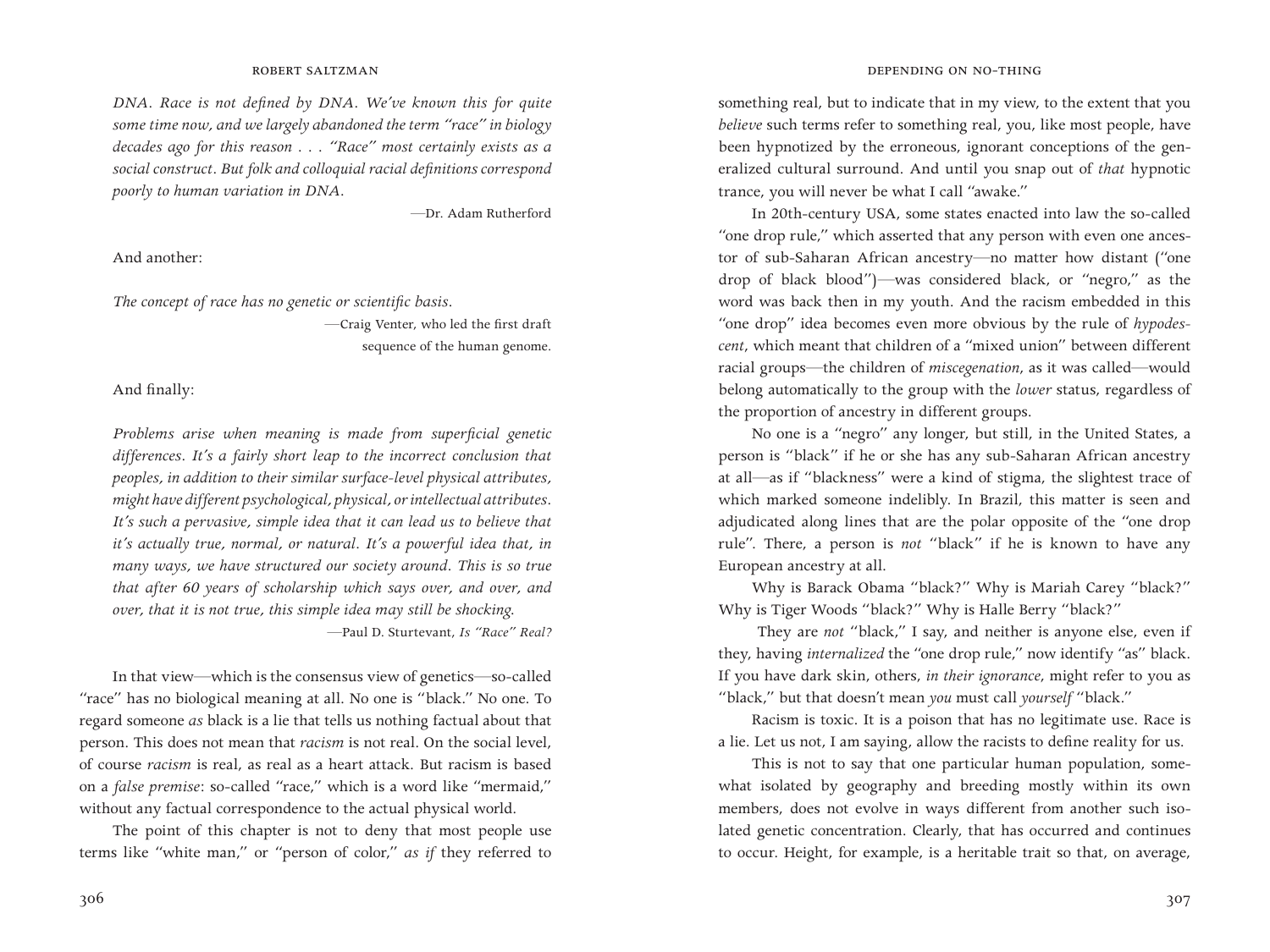*DNA. Race is not defined by DNA. We've known this for quite some time now, and we largely abandoned the term "race" in biology decades ago for this reason . . . "Race" most certainly exists as a social construct. But folk and colloquial racial definitions correspond poorly to human variation in DNA.*

—Dr. Adam Rutherford

And another:

*The concept of race has no genetic or scientific basis.*

—Craig Venter, who led the first draft sequence of the human genome.

And finally:

*Problems arise when meaning is made from superficial genetic differences. It's a fairly short leap to the incorrect conclusion that peoples, in addition to their similar surface-level physical attributes, might have different psychological, physical, or intellectual attributes. It's such a pervasive, simple idea that it can lead us to believe that it's actually true, normal, or natural. It's a powerful idea that, in many ways, we have structured our society around. This is so true that after 60 years of scholarship which says over, and over, and over, that it is not true, this simple idea may still be shocking.*

—Paul D. Sturtevant, *Is "Race" Real?*

In that view—which is the consensus view of genetics—so-called "race" has no biological meaning at all. No one is "black." No one. To regard someone *as* black is a lie that tells us nothing factual about that person. This does not mean that *racism* is not real. On the social level, of course *racism* is real, as real as a heart attack. But racism is based on a *false premise*: so-called "race," which is a word like "mermaid," without any factual correspondence to the actual physical world.

The point of this chapter is not to deny that most people use terms like "white man," or "person of color," *as if* they referred to something real, but to indicate that in my view, to the extent that you *believe* such terms refer to something real, you, like most people, have been hypnotized by the erroneous, ignorant conceptions of the generalized cultural surround. And until you snap out of *that* hypnotic trance, you will never be what I call "awake."

In 20th-century USA, some states enacted into law the so-called "one drop rule," which asserted that any person with even one ancestor of sub-Saharan African ancestry—no matter how distant ("one drop of black blood")—was considered black, or "negro," as the word was back then in my youth. And the racism embedded in this "one drop" idea becomes even more obvious by the rule of *hypodescent*, which meant that children of a "mixed union" between different racial groups—the children of *miscegenation*, as it was called—would belong automatically to the group with the *lower* status, regardless of the proportion of ancestry in different groups.

No one is a "negro" any longer, but still, in the United States, a person is "black" if he or she has any sub-Saharan African ancestry at all—as if "blackness" were a kind of stigma, the slightest trace of which marked someone indelibly. In Brazil, this matter is seen and adjudicated along lines that are the polar opposite of the "one drop rule". There, a person is *not* "black" if he is known to have any European ancestry at all.

Why is Barack Obama "black?" Why is Mariah Carey "black?" Why is Tiger Woods "black?" Why is Halle Berry "black?"

They are *not* "black," I say, and neither is anyone else, even if they, having *internalized* the "one drop rule," now identify "as" black. If you have dark skin, others, *in their ignorance*, might refer to you as "black," but that doesn't mean *you* must call *yourself* "black."

Racism is toxic. It is a poison that has no legitimate use. Race is a lie. Let us not, I am saying, allow the racists to define reality for us.

This is not to say that one particular human population, somewhat isolated by geography and breeding mostly within its own members, does not evolve in ways different from another such isolated genetic concentration. Clearly, that has occurred and continues to occur. Height, for example, is a heritable trait so that, on average,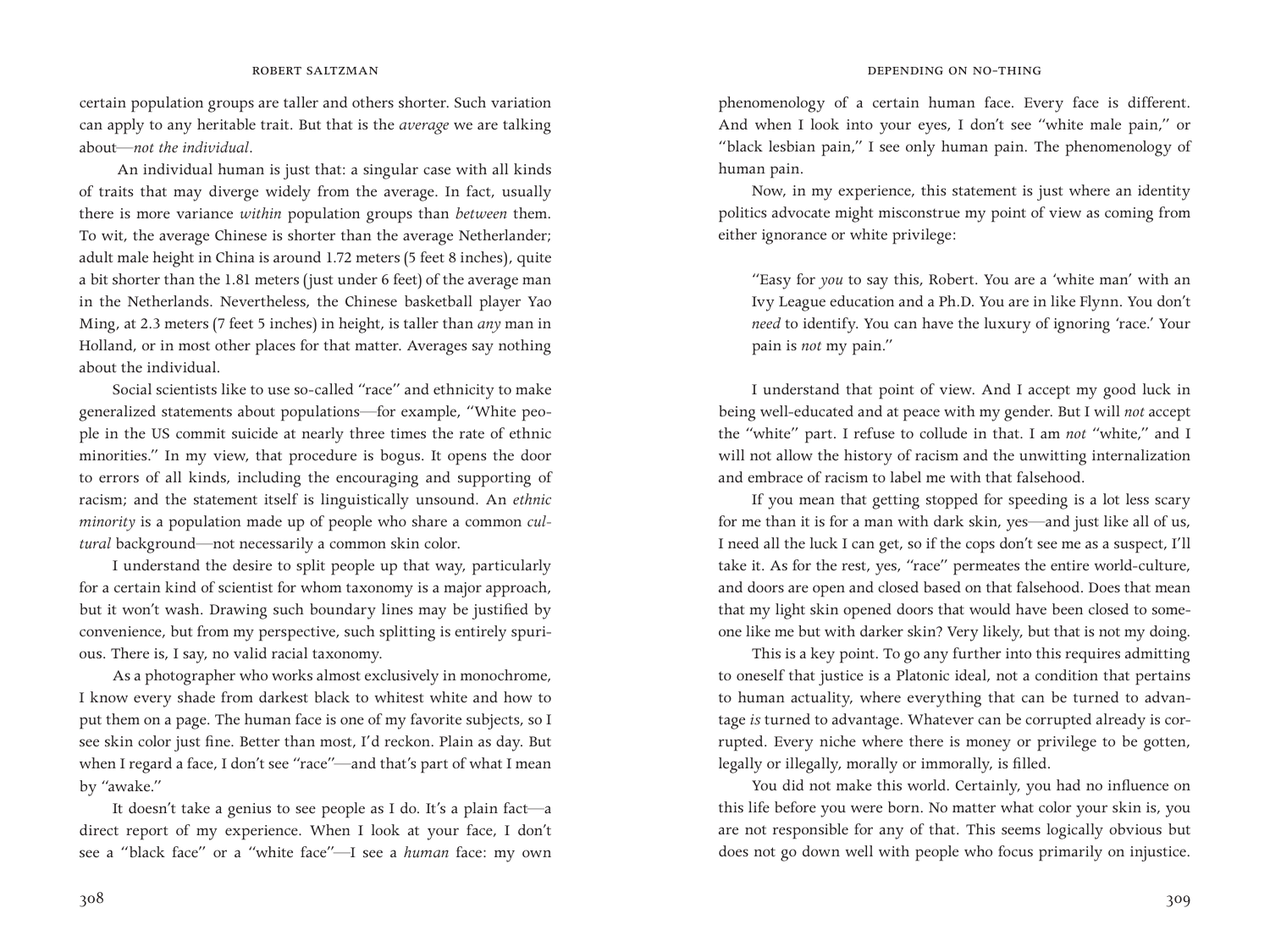certain population groups are taller and others shorter. Such variation can apply to any heritable trait. But that is the *average* we are talking about—*not the individual*.

An individual human is just that: a singular case with all kinds of traits that may diverge widely from the average. In fact, usually there is more variance *within* population groups than *between* them. To wit, the average Chinese is shorter than the average Netherlander; adult male height in China is around 1.72 meters (5 feet 8 inches), quite a bit shorter than the 1.81 meters (just under 6 feet) of the average man in the Netherlands. Nevertheless, the Chinese basketball player Yao Ming, at 2.3 meters (7 feet 5 inches) in height, is taller than *any* man in Holland, or in most other places for that matter. Averages say nothing about the individual.

Social scientists like to use so-called "race" and ethnicity to make generalized statements about populations—for example, "White people in the US commit suicide at nearly three times the rate of ethnic minorities." In my view, that procedure is bogus. It opens the door to errors of all kinds, including the encouraging and supporting of racism; and the statement itself is linguistically unsound. An *ethnic minority* is a population made up of people who share a common *cultural* background—not necessarily a common skin color.

I understand the desire to split people up that way, particularly for a certain kind of scientist for whom taxonomy is a major approach, but it won't wash. Drawing such boundary lines may be justified by convenience, but from my perspective, such splitting is entirely spurious. There is, I say, no valid racial taxonomy.

As a photographer who works almost exclusively in monochrome, I know every shade from darkest black to whitest white and how to put them on a page. The human face is one of my favorite subjects, so I see skin color just fine. Better than most, I'd reckon. Plain as day. But when I regard a face, I don't see "race"—and that's part of what I mean by "awake."

It doesn't take a genius to see people as I do. It's a plain fact—a direct report of my experience. When I look at your face, I don't see a "black face" or a "white face"—I see a *human* face: my own phenomenology of a certain human face. Every face is different. And when I look into your eyes, I don't see "white male pain," or "black lesbian pain," I see only human pain. The phenomenology of human pain.

Now, in my experience, this statement is just where an identity politics advocate might misconstrue my point of view as coming from either ignorance or white privilege:

> "Easy for *you* to say this, Robert. You are a 'white man' with an Ivy League education and a Ph.D. You are in like Flynn. You don't *need* to identify. You can have the luxury of ignoring 'race.' Your pain is *not* my pain."

I understand that point of view. And I accept my good luck in being well-educated and at peace with my gender. But I will *not* accept the "white" part. I refuse to collude in that. I am *not* "white," and I will not allow the history of racism and the unwitting internalization and embrace of racism to label me with that falsehood.

If you mean that getting stopped for speeding is a lot less scary for me than it is for a man with dark skin, yes—and just like all of us, I need all the luck I can get, so if the cops don't see me as a suspect, I'll take it. As for the rest, yes, "race" permeates the entire world-culture, and doors are open and closed based on that falsehood. Does that mean that my light skin opened doors that would have been closed to someone like me but with darker skin? Very likely, but that is not my doing.

This is a key point. To go any further into this requires admitting to oneself that justice is a Platonic ideal, not a condition that pertains to human actuality, where everything that can be turned to advantage *is* turned to advantage. Whatever can be corrupted already is corrupted. Every niche where there is money or privilege to be gotten, legally or illegally, morally or immorally, is filled.

You did not make this world. Certainly, you had no influence on this life before you were born. No matter what color your skin is, you are not responsible for any of that. This seems logically obvious but does not go down well with people who focus primarily on injustice.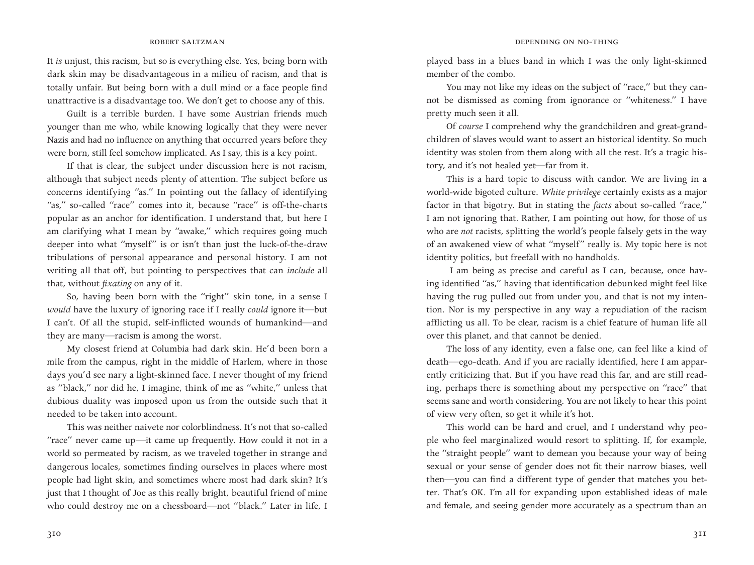It *is* unjust, this racism, but so is everything else. Yes, being born with dark skin may be disadvantageous in a milieu of racism, and that is totally unfair. But being born with a dull mind or a face people find unattractive is a disadvantage too. We don't get to choose any of this.

Guilt is a terrible burden. I have some Austrian friends much younger than me who, while knowing logically that they were never Nazis and had no influence on anything that occurred years before they were born, still feel somehow implicated. As I say, this is a key point.

If that is clear, the subject under discussion here is not racism, although that subject needs plenty of attention. The subject before us concerns identifying "as." In pointing out the fallacy of identifying "as," so-called "race" comes into it, because "race" is off-the-charts popular as an anchor for identification. I understand that, but here I am clarifying what I mean by "awake," which requires going much deeper into what "myself" is or isn't than just the luck-of-the-draw tribulations of personal appearance and personal history. I am not writing all that off, but pointing to perspectives that can *include* all that, without *fixating* on any of it.

So, having been born with the "right" skin tone, in a sense I *would* have the luxury of ignoring race if I really *could* ignore it—but I can't. Of all the stupid, self-inflicted wounds of humankind—and they are many—racism is among the worst.

My closest friend at Columbia had dark skin. He'd been born a mile from the campus, right in the middle of Harlem, where in those days you'd see nary a light-skinned face. I never thought of my friend as "black," nor did he, I imagine, think of me as "white," unless that dubious duality was imposed upon us from the outside such that it needed to be taken into account.

This was neither naivete nor colorblindness. It's not that so-called "race" never came up—it came up frequently. How could it not in a world so permeated by racism, as we traveled together in strange and dangerous locales, sometimes finding ourselves in places where most people had light skin, and sometimes where most had dark skin? It's just that I thought of Joe as this really bright, beautiful friend of mine who could destroy me on a chessboard—not "black." Later in life, I played bass in a blues band in which I was the only light-skinned member of the combo.

You may not like my ideas on the subject of "race," but they cannot be dismissed as coming from ignorance or "whiteness." I have pretty much seen it all.

Of *course* I comprehend why the grandchildren and great-grandchildren of slaves would want to assert an historical identity. So much identity was stolen from them along with all the rest. It's a tragic history, and it's not healed yet—far from it.

This is a hard topic to discuss with candor. We are living in a world-wide bigoted culture. *White privilege* certainly exists as a major factor in that bigotry. But in stating the *facts* about so-called "race," I am not ignoring that. Rather, I am pointing out how, for those of us who are *not* racists, splitting the world's people falsely gets in the way of an awakened view of what "myself" really is. My topic here is not identity politics, but freefall with no handholds.

I am being as precise and careful as I can, because, once having identified "as," having that identification debunked might feel like having the rug pulled out from under you, and that is not my intention. Nor is my perspective in any way a repudiation of the racism afflicting us all. To be clear, racism is a chief feature of human life all over this planet, and that cannot be denied.

The loss of any identity, even a false one, can feel like a kind of death—ego-death. And if you are racially identified, here I am apparently criticizing that. But if you have read this far, and are still reading, perhaps there is something about my perspective on "race" that seems sane and worth considering. You are not likely to hear this point of view very often, so get it while it's hot.

This world can be hard and cruel, and I understand why people who feel marginalized would resort to splitting. If, for example, the "straight people" want to demean you because your way of being sexual or your sense of gender does not fit their narrow biases, well then—you can find a different type of gender that matches you better. That's OK. I'm all for expanding upon established ideas of male and female, and seeing gender more accurately as a spectrum than an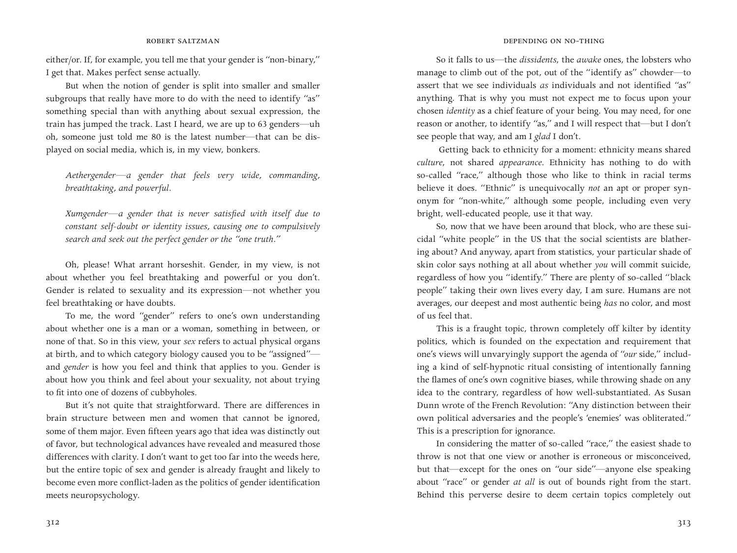either/or. If, for example, you tell me that your gender is "non-binary," I get that. Makes perfect sense actually.

But when the notion of gender is split into smaller and smaller subgroups that really have more to do with the need to identify "as" something special than with anything about sexual expression, the train has jumped the track. Last I heard, we are up to 63 genders—uh oh, someone just told me 80 is the latest number—that can be displayed on social media, which is, in my view, bonkers.

> *Aethergender—a gender that feels very wide, commanding, breathtaking, and powerful.*
>
> *Xumgender—a gender that is never satisfied with itself due to constant self-doubt or identity issues, causing one to compulsively search and seek out the perfect gender or the "one truth."*

Oh, please! What arrant horseshit. Gender, in my view, is not about whether you feel breathtaking and powerful or you don't. Gender is related to sexuality and its expression—not whether you feel breathtaking or have doubts.

To me, the word "gender" refers to one's own understanding about whether one is a man or a woman, something in between, or none of that. So in this view, your *sex* refers to actual physical organs at birth, and to which category biology caused you to be "assigned"—and *gender* is how you feel and think that applies to you. Gender is about how you think and feel about your sexuality, not about trying to fit into one of dozens of cubbyholes.

But it's not quite that straightforward. There are differences in brain structure between men and women that cannot be ignored, some of them major. Even fifteen years ago that idea was distinctly out of favor, but technological advances have revealed and measured those differences with clarity. I don't want to get too far into the weeds here, but the entire topic of sex and gender is already fraught and likely to become even more conflict-laden as the politics of gender identification meets neuropsychology.

So it falls to us—the *dissidents*, the *awake* ones, the lobsters who manage to climb out of the pot, out of the "identify as" chowder—to assert that we see individuals *as* individuals and not identified "as" anything. That is why you must not expect me to focus upon your chosen *identity* as a chief feature of your being. You may need, for one reason or another, to identify "as," and I will respect that—but I don't see people that way, and am I *glad* I don't.

Getting back to ethnicity for a moment: ethnicity means shared *culture*, not shared *appearance*. Ethnicity has nothing to do with so-called "race," although those who like to think in racial terms believe it does. "Ethnic" is unequivocally *not* an apt or proper synonym for "non-white," although some people, including even very bright, well-educated people, use it that way.

So, now that we have been around that block, who are these suicidal "white people" in the US that the social scientists are blathering about? And anyway, apart from statistics, your particular shade of skin color says nothing at all about whether *you* will commit suicide, regardless of how you "identify." There are plenty of so-called "black people" taking their own lives every day, I am sure. Humans are not averages, our deepest and most authentic being *has* no color, and most of us feel that.

This is a fraught topic, thrown completely off kilter by identity politics, which is founded on the expectation and requirement that one's views will unvaryingly support the agenda of "*our* side," including a kind of self-hypnotic ritual consisting of intentionally fanning the flames of one's own cognitive biases, while throwing shade on any idea to the contrary, regardless of how well-substantiated. As Susan Dunn wrote of the French Revolution: "Any distinction between their own political adversaries and the people's 'enemies' was obliterated." This is a prescription for ignorance.

In considering the matter of so-called "race," the easiest shade to throw is not that one view or another is erroneous or misconceived, but that—except for the ones on "our side"—anyone else speaking about "race" or gender *at all* is out of bounds right from the start. Behind this perverse desire to deem certain topics completely out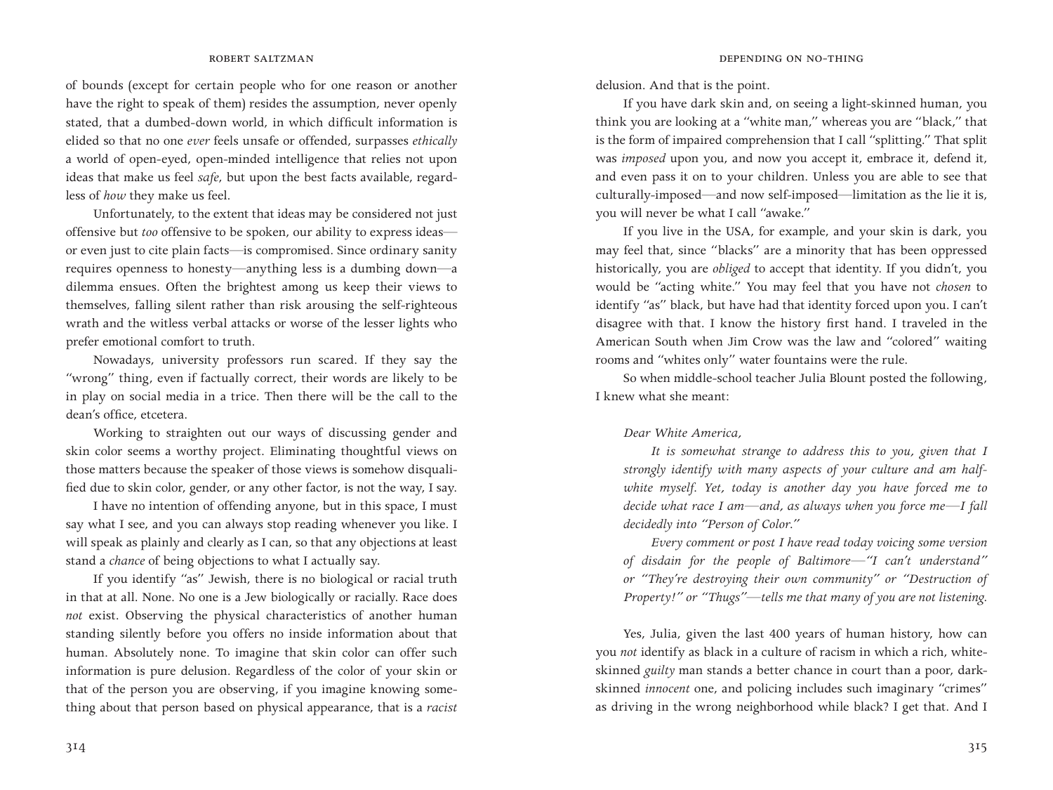of bounds (except for certain people who for one reason or another have the right to speak of them) resides the assumption, never openly stated, that a dumbed-down world, in which difficult information is elided so that no one *ever* feels unsafe or offended, surpasses *ethically* a world of open-eyed, open-minded intelligence that relies not upon ideas that make us feel *safe*, but upon the best facts available, regardless of *how* they make us feel.

Unfortunately, to the extent that ideas may be considered not just offensive but *too* offensive to be spoken, our ability to express ideas—or even just to cite plain facts—is compromised. Since ordinary sanity requires openness to honesty—anything less is a dumbing down—a dilemma ensues. Often the brightest among us keep their views to themselves, falling silent rather than risk arousing the self-righteous wrath and the witless verbal attacks or worse of the lesser lights who prefer emotional comfort to truth.

Nowadays, university professors run scared. If they say the "wrong" thing, even if factually correct, their words are likely to be in play on social media in a trice. Then there will be the call to the dean's office, etcetera.

Working to straighten out our ways of discussing gender and skin color seems a worthy project. Eliminating thoughtful views on those matters because the speaker of those views is somehow disqualified due to skin color, gender, or any other factor, is not the way, I say.

I have no intention of offending anyone, but in this space, I must say what I see, and you can always stop reading whenever you like. I will speak as plainly and clearly as I can, so that any objections at least stand a *chance* of being objections to what I actually say.

If you identify "as" Jewish, there is no biological or racial truth in that at all. None. No one is a Jew biologically or racially. Race does *not* exist. Observing the physical characteristics of another human standing silently before you offers no inside information about that human. Absolutely none. To imagine that skin color can offer such information is pure delusion. Regardless of the color of your skin or that of the person you are observing, if you imagine knowing something about that person based on physical appearance, that is a *racist* delusion. And that is the point.

If you have dark skin and, on seeing a light-skinned human, you think you are looking at a "white man," whereas you are "black," that is the form of impaired comprehension that I call "splitting." That split was *imposed* upon you, and now you accept it, embrace it, defend it, and even pass it on to your children. Unless you are able to see that culturally-imposed—and now self-imposed—limitation as the lie it is, you will never be what I call "awake."

If you live in the USA, for example, and your skin is dark, you may feel that, since "blacks" are a minority that has been oppressed historically, you are *obliged* to accept that identity. If you didn't, you would be "acting white." You may feel that you have not *chosen* to identify "as" black, but have had that identity forced upon you. I can't disagree with that. I know the history first hand. I traveled in the American South when Jim Crow was the law and "colored" waiting rooms and "whites only" water fountains were the rule.

So when middle-school teacher Julia Blount posted the following, I knew what she meant:

> *Dear White America,*
>
> *It is somewhat strange to address this to you, given that I strongly identify with many aspects of your culture and am half-white myself. Yet, today is another day you have forced me to decide what race I am—and, as always when you force me—I fall decidedly into "Person of Color."*
>
> *Every comment or post I have read today voicing some version of disdain for the people of Baltimore—"I can't understand" or "They're destroying their own community" or "Destruction of Property!" or "Thugs"—tells me that many of you are not listening.*

Yes, Julia, given the last 400 years of human history, how can you *not* identify as black in a culture of racism in which a rich, white-skinned *guilty* man stands a better chance in court than a poor, dark-skinned *innocent* one, and policing includes such imaginary "crimes" as driving in the wrong neighborhood while black? I get that. And I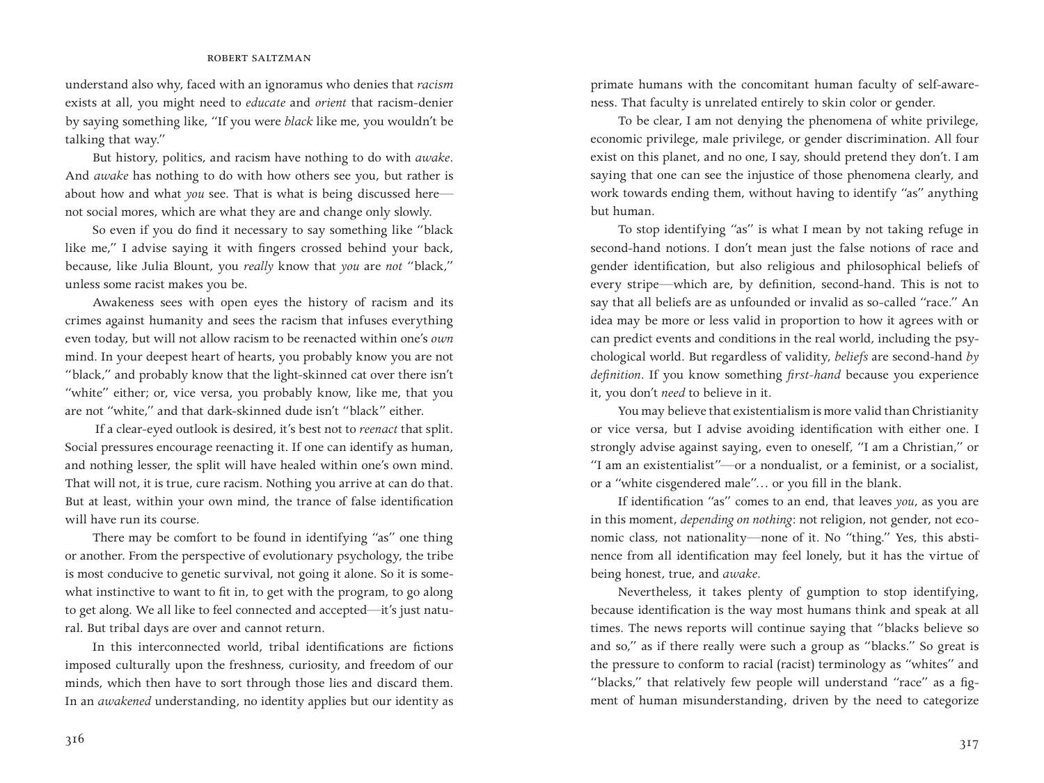understand also why, faced with an ignoramus who denies that *racism* exists at all, you might need to *educate* and *orient* that racism-denier by saying something like, "If you were *black* like me, you wouldn't be talking that way."

But history, politics, and racism have nothing to do with *awake*. And *awake* has nothing to do with how others see you, but rather is about how and what *you* see. That is what is being discussed here—not social mores, which are what they are and change only slowly.

So even if you do find it necessary to say something like "black like me," I advise saying it with fingers crossed behind your back, because, like Julia Blount, you *really* know that *you* are *not* "black," unless some racist makes you be.

Awakeness sees with open eyes the history of racism and its crimes against humanity and sees the racism that infuses everything even today, but will not allow racism to be reenacted within one's *own* mind. In your deepest heart of hearts, you probably know you are not "black," and probably know that the light-skinned cat over there isn't "white" either; or, vice versa, you probably know, like me, that you are not "white," and that dark-skinned dude isn't "black" either.

If a clear-eyed outlook is desired, it's best not to *reenact* that split. Social pressures encourage reenacting it. If one can identify as human, and nothing lesser, the split will have healed within one's own mind. That will not, it is true, cure racism. Nothing you arrive at can do that. But at least, within your own mind, the trance of false identification will have run its course.

There may be comfort to be found in identifying "as" one thing or another. From the perspective of evolutionary psychology, the tribe is most conducive to genetic survival, not going it alone. So it is somewhat instinctive to want to fit in, to get with the program, to go along to get along. We all like to feel connected and accepted—it's just natural. But tribal days are over and cannot return.

In this interconnected world, tribal identifications are fictions imposed culturally upon the freshness, curiosity, and freedom of our minds, which then have to sort through those lies and discard them. In an *awakened* understanding, no identity applies but our identity as primate humans with the concomitant human faculty of self-awareness. That faculty is unrelated entirely to skin color or gender.

To be clear, I am not denying the phenomena of white privilege, economic privilege, male privilege, or gender discrimination. All four exist on this planet, and no one, I say, should pretend they don't. I am saying that one can see the injustice of those phenomena clearly, and work towards ending them, without having to identify "as" anything but human.

To stop identifying "as" is what I mean by not taking refuge in second-hand notions. I don't mean just the false notions of race and gender identification, but also religious and philosophical beliefs of every stripe—which are, by definition, second-hand. This is not to say that all beliefs are as unfounded or invalid as so-called "race." An idea may be more or less valid in proportion to how it agrees with or can predict events and conditions in the real world, including the psychological world. But regardless of validity, *beliefs* are second-hand *by definition*. If you know something *first-hand* because you experience it, you don't *need* to believe in it.

You may believe that existentialism is more valid than Christianity or vice versa, but I advise avoiding identification with either one. I strongly advise against saying, even to oneself, "I am a Christian," or "I am an existentialist"—or a nondualist, or a feminist, or a socialist, or a "white cisgendered male"… or you fill in the blank.

If identification "as" comes to an end, that leaves *you*, as you are in this moment, *depending on nothing*: not religion, not gender, not economic class, not nationality—none of it. No "thing." Yes, this abstinence from all identification may feel lonely, but it has the virtue of being honest, true, and *awake*.

Nevertheless, it takes plenty of gumption to stop identifying, because identification is the way most humans think and speak at all times. The news reports will continue saying that "blacks believe so and so," as if there really were such a group as "blacks." So great is the pressure to conform to racial (racist) terminology as "whites" and "blacks," that relatively few people will understand "race" as a figment of human misunderstanding, driven by the need to categorize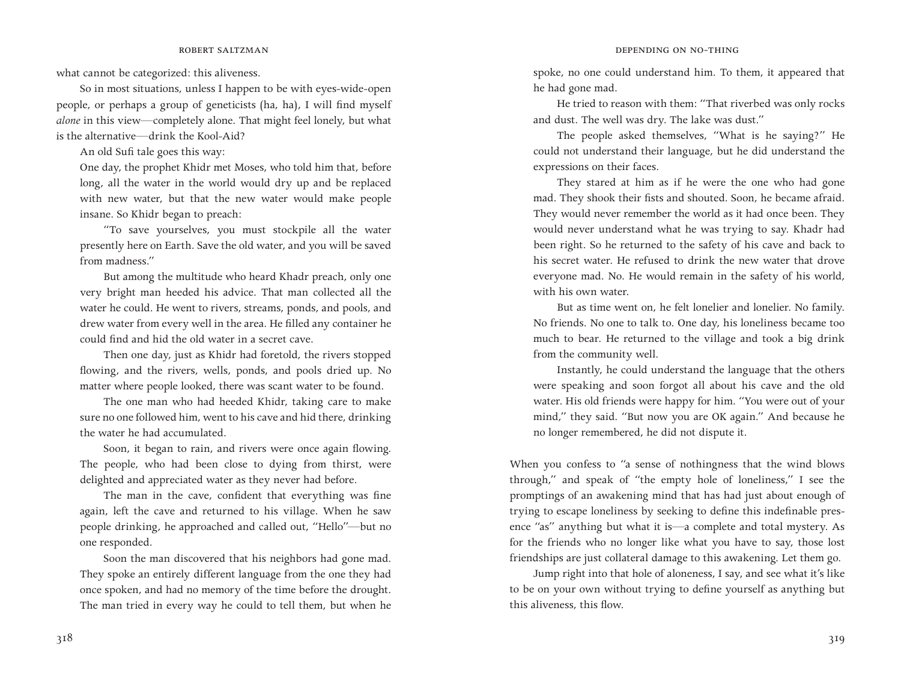what cannot be categorized: this aliveness.

So in most situations, unless I happen to be with eyes-wide-open people, or perhaps a group of geneticists (ha, ha), I will find myself *alone* in this view—completely alone. That might feel lonely, but what is the alternative—drink the Kool-Aid?

An old Sufi tale goes this way:

One day, the prophet Khidr met Moses, who told him that, before long, all the water in the world would dry up and be replaced with new water, but that the new water would make people insane. So Khidr began to preach:

"To save yourselves, you must stockpile all the water presently here on Earth. Save the old water, and you will be saved from madness."

But among the multitude who heard Khadr preach, only one very bright man heeded his advice. That man collected all the water he could. He went to rivers, streams, ponds, and pools, and drew water from every well in the area. He filled any container he could find and hid the old water in a secret cave.

Then one day, just as Khidr had foretold, the rivers stopped flowing, and the rivers, wells, ponds, and pools dried up. No matter where people looked, there was scant water to be found.

The one man who had heeded Khidr, taking care to make sure no one followed him, went to his cave and hid there, drinking the water he had accumulated.

Soon, it began to rain, and rivers were once again flowing. The people, who had been close to dying from thirst, were delighted and appreciated water as they never had before.

The man in the cave, confident that everything was fine again, left the cave and returned to his village. When he saw people drinking, he approached and called out, "Hello"—but no one responded.

Soon the man discovered that his neighbors had gone mad. They spoke an entirely different language from the one they had once spoken, and had no memory of the time before the drought. The man tried in every way he could to tell them, but when he spoke, no one could understand him. To them, it appeared that he had gone mad.

He tried to reason with them: "That riverbed was only rocks and dust. The well was dry. The lake was dust."

The people asked themselves, "What is he saying?" He could not understand their language, but he did understand the expressions on their faces.

They stared at him as if he were the one who had gone mad. They shook their fists and shouted. Soon, he became afraid. They would never remember the world as it had once been. They would never understand what he was trying to say. Khadr had been right. So he returned to the safety of his cave and back to his secret water. He refused to drink the new water that drove everyone mad. No. He would remain in the safety of his world, with his own water.

But as time went on, he felt lonelier and lonelier. No family. No friends. No one to talk to. One day, his loneliness became too much to bear. He returned to the village and took a big drink from the community well.

Instantly, he could understand the language that the others were speaking and soon forgot all about his cave and the old water. His old friends were happy for him. "You were out of your mind," they said. "But now you are OK again." And because he no longer remembered, he did not dispute it.

When you confess to "a sense of nothingness that the wind blows through," and speak of "the empty hole of loneliness," I see the promptings of an awakening mind that has had just about enough of trying to escape loneliness by seeking to define this indefinable presence "as" anything but what it is—a complete and total mystery. As for the friends who no longer like what you have to say, those lost friendships are just collateral damage to this awakening. Let them go.

Jump right into that hole of aloneness, I say, and see what it's like to be on your own without trying to define yourself as anything but this aliveness, this flow.